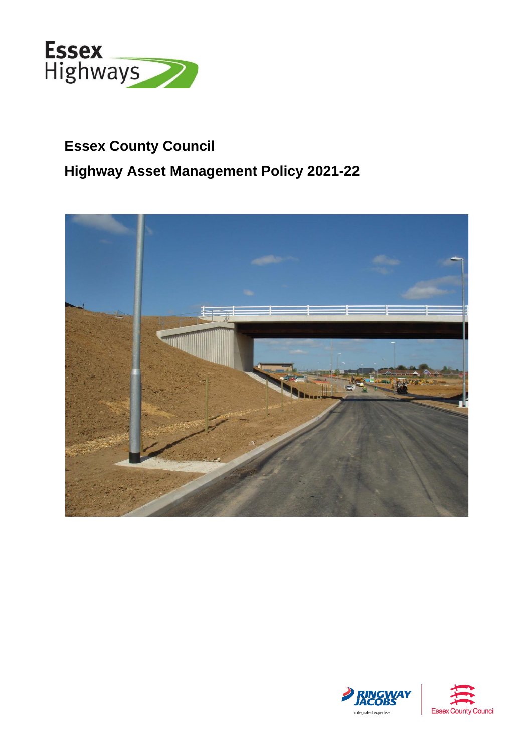# Essex County Council

## Highway Asset Management Policy 2021-22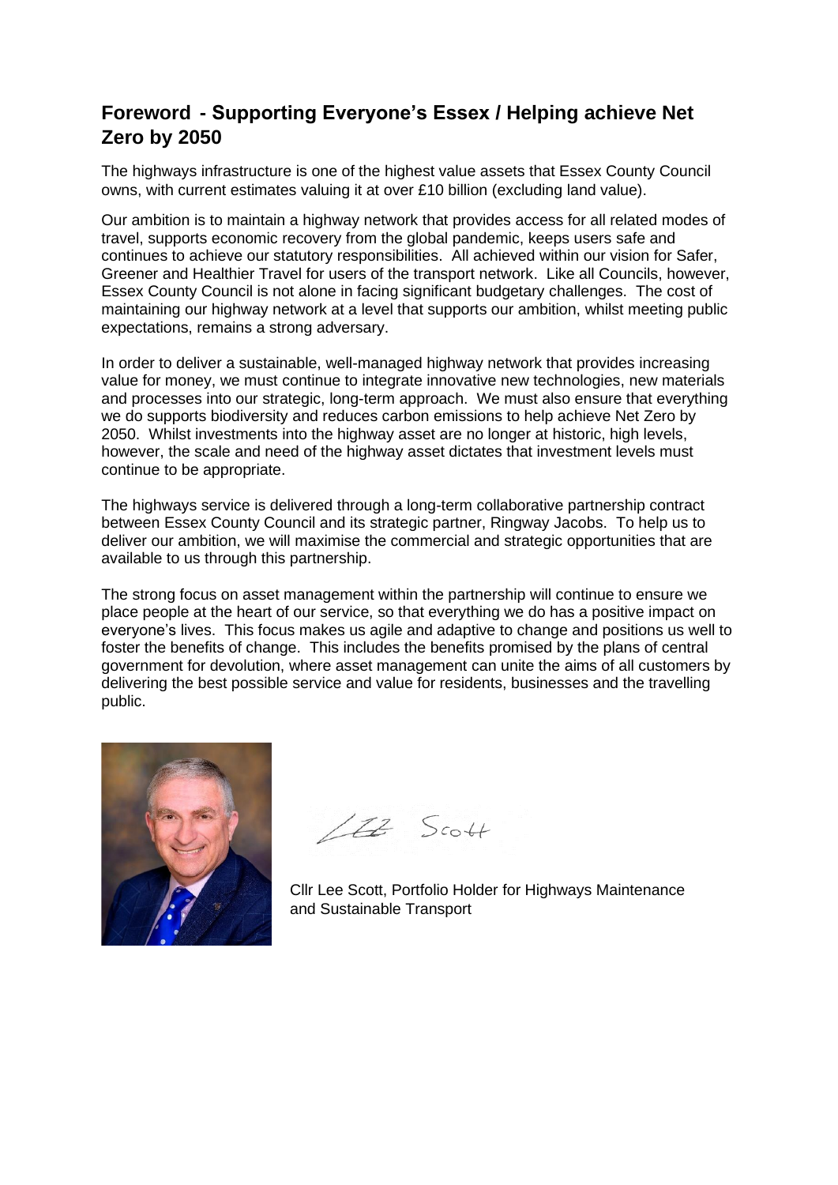## Foreword - Supporting Everyone's Essex / Helping achieve Net Zero by 2050

The highways infrastructure is one of the highest value assets that Essex County Council owns, with current estimates valuing it at over £10 billion (excluding land value).

Our ambition is to maintain a highway network that provides access for all related modes of travel, supports economic recovery from the global pandemic, keeps users safe and continues to achieve our statutory responsibilities. All achieved within our vision for Safer, Greener and Healthier Travel for users of the transport network. Like all Councils, however, Essex County Council is not alone in facing significant budgetary challenges. The cost of maintaining our highway network at a level that supports our ambition, whilst meeting public expectations, remains a strong adversary.

In order to deliver a sustainable, well-managed highway network that provides increasing value for money, we must continue to integrate innovative new technologies, new materials and processes into our strategic, long-term approach. We must also ensure that everything we do supports biodiversity and reduces carbon emissions to help achieve Net Zero by 2050. Whilst investments into the highway asset are no longer at historic, high levels, however, the scale and need of the highway asset dictates that investment levels must continue to be appropriate.

The highways service is delivered through a long-term collaborative partnership contract between Essex County Council and its strategic partner, Ringway Jacobs. To help us to deliver our ambition, we will maximise the commercial and strategic opportunities that are available to us through this partnership.

The strong focus on asset management within the partnership will continue to ensure we place people at the heart of our service, so that everything we do has a positive impact on everyone's lives. This focus makes us agile and adaptive to change and positions us well to foster the benefits of change. This includes the benefits promised by the plans of central government for devolution, where asset management can unite the aims of all customers by delivering the best possible service and value for residents, businesses and the travelling public.

LB Scott

Cllr Lee Scott, Portfolio Holder for Highways Maintenance and Sustainable Transport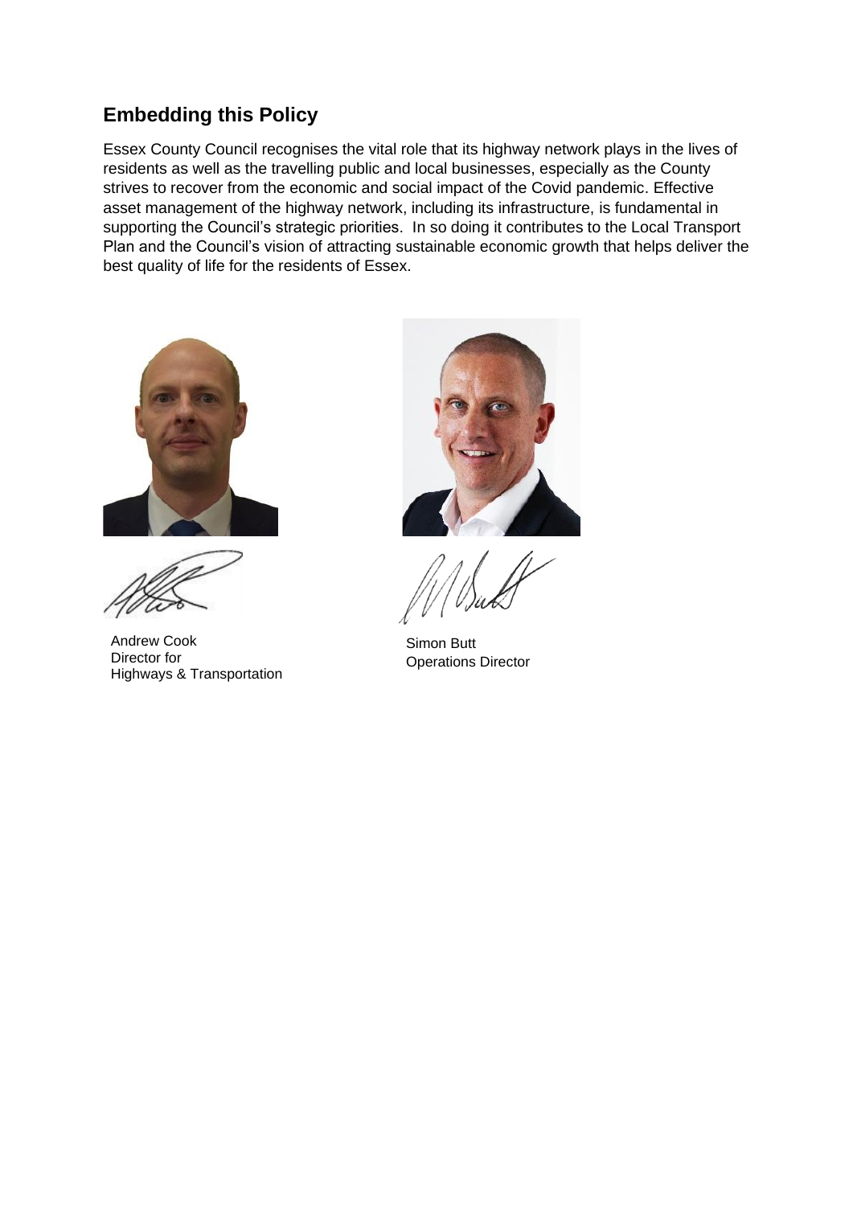## Embedding this Policy

Essex County Council recognises the vital role that its highway network plays in the lives of residents as well as the travelling public and local businesses, especially as the County strives to recover from the economic and social impact of the Covid pandemic. Effective asset management of the highway network, including its infrastructure, is fundamental in supporting the Council's strategic priorities. In so doing it contributes to the Local Transport Plan and the Council's vision of attracting sustainable economic growth that helps deliver the best quality of life for the residents of Essex.

Andrew Cook
Director for
Highways & Transportation

Simon Butt
Operations Director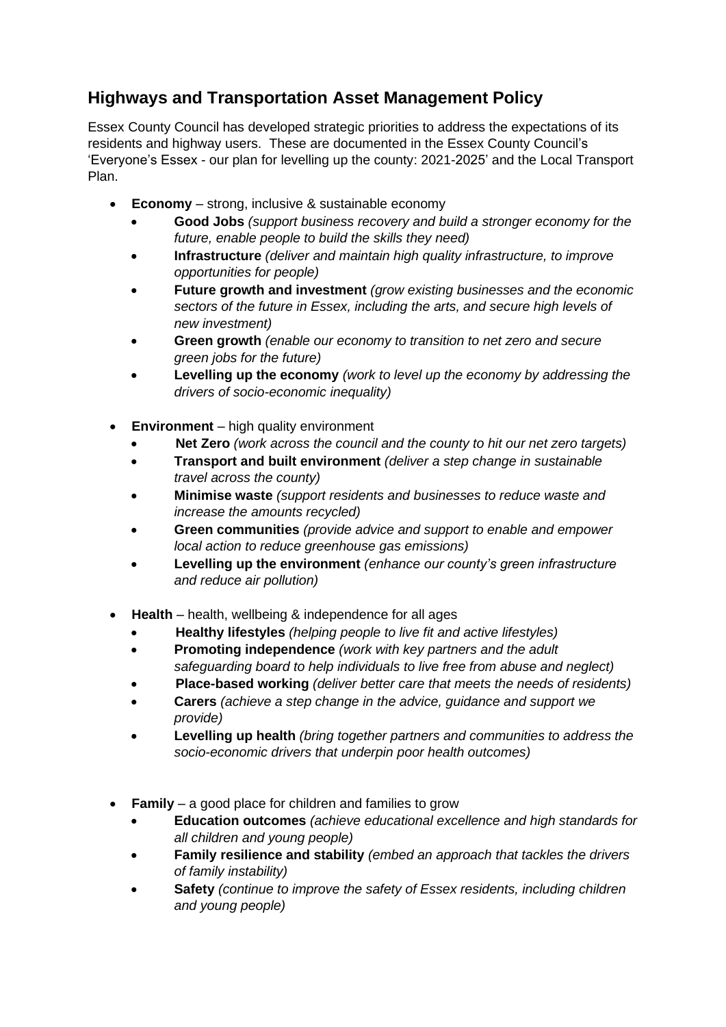## Highways and Transportation Asset Management Policy

Essex County Council has developed strategic priorities to address the expectations of its residents and highway users. These are documented in the Essex County Council's 'Everyone's Essex - our plan for levelling up the county: 2021-2025' and the Local Transport Plan.

- **Economy** – strong, inclusive & sustainable economy
  - **Good Jobs** *(support business recovery and build a stronger economy for the future, enable people to build the skills they need)*
  - **Infrastructure** *(deliver and maintain high quality infrastructure, to improve opportunities for people)*
  - **Future growth and investment** *(grow existing businesses and the economic sectors of the future in Essex, including the arts, and secure high levels of new investment)*
  - **Green growth** *(enable our economy to transition to net zero and secure green jobs for the future)*
  - **Levelling up the economy** *(work to level up the economy by addressing the drivers of socio-economic inequality)*

- **Environment** – high quality environment
  - **Net Zero** *(work across the council and the county to hit our net zero targets)*
  - **Transport and built environment** *(deliver a step change in sustainable travel across the county)*
  - **Minimise waste** *(support residents and businesses to reduce waste and increase the amounts recycled)*
  - **Green communities** *(provide advice and support to enable and empower local action to reduce greenhouse gas emissions)*
  - **Levelling up the environment** *(enhance our county's green infrastructure and reduce air pollution)*

- **Health** – health, wellbeing & independence for all ages
  - **Healthy lifestyles** *(helping people to live fit and active lifestyles)*
  - **Promoting independence** *(work with key partners and the adult safeguarding board to help individuals to live free from abuse and neglect)*
  - **Place-based working** *(deliver better care that meets the needs of residents)*
  - **Carers** *(achieve a step change in the advice, guidance and support we provide)*
  - **Levelling up health** *(bring together partners and communities to address the socio-economic drivers that underpin poor health outcomes)*

- **Family** – a good place for children and families to grow
  - **Education outcomes** *(achieve educational excellence and high standards for all children and young people)*
  - **Family resilience and stability** *(embed an approach that tackles the drivers of family instability)*
  - **Safety** *(continue to improve the safety of Essex residents, including children and young people)*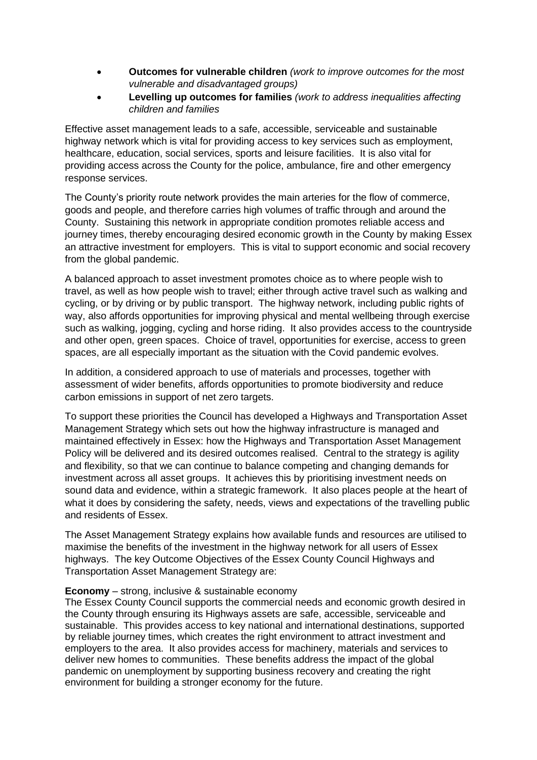- **Outcomes for vulnerable children** *(work to improve outcomes for the most vulnerable and disadvantaged groups)*
- **Levelling up outcomes for families** *(work to address inequalities affecting children and families*

Effective asset management leads to a safe, accessible, serviceable and sustainable highway network which is vital for providing access to key services such as employment, healthcare, education, social services, sports and leisure facilities. It is also vital for providing access across the County for the police, ambulance, fire and other emergency response services.

The County's priority route network provides the main arteries for the flow of commerce, goods and people, and therefore carries high volumes of traffic through and around the County. Sustaining this network in appropriate condition promotes reliable access and journey times, thereby encouraging desired economic growth in the County by making Essex an attractive investment for employers. This is vital to support economic and social recovery from the global pandemic.

A balanced approach to asset investment promotes choice as to where people wish to travel, as well as how people wish to travel; either through active travel such as walking and cycling, or by driving or by public transport. The highway network, including public rights of way, also affords opportunities for improving physical and mental wellbeing through exercise such as walking, jogging, cycling and horse riding. It also provides access to the countryside and other open, green spaces. Choice of travel, opportunities for exercise, access to green spaces, are all especially important as the situation with the Covid pandemic evolves.

In addition, a considered approach to use of materials and processes, together with assessment of wider benefits, affords opportunities to promote biodiversity and reduce carbon emissions in support of net zero targets.

To support these priorities the Council has developed a Highways and Transportation Asset Management Strategy which sets out how the highway infrastructure is managed and maintained effectively in Essex: how the Highways and Transportation Asset Management Policy will be delivered and its desired outcomes realised. Central to the strategy is agility and flexibility, so that we can continue to balance competing and changing demands for investment across all asset groups. It achieves this by prioritising investment needs on sound data and evidence, within a strategic framework. It also places people at the heart of what it does by considering the safety, needs, views and expectations of the travelling public and residents of Essex.

The Asset Management Strategy explains how available funds and resources are utilised to maximise the benefits of the investment in the highway network for all users of Essex highways. The key Outcome Objectives of the Essex County Council Highways and Transportation Asset Management Strategy are:

**Economy** – strong, inclusive & sustainable economy
The Essex County Council supports the commercial needs and economic growth desired in the County through ensuring its Highways assets are safe, accessible, serviceable and sustainable. This provides access to key national and international destinations, supported by reliable journey times, which creates the right environment to attract investment and employers to the area. It also provides access for machinery, materials and services to deliver new homes to communities. These benefits address the impact of the global pandemic on unemployment by supporting business recovery and creating the right environment for building a stronger economy for the future.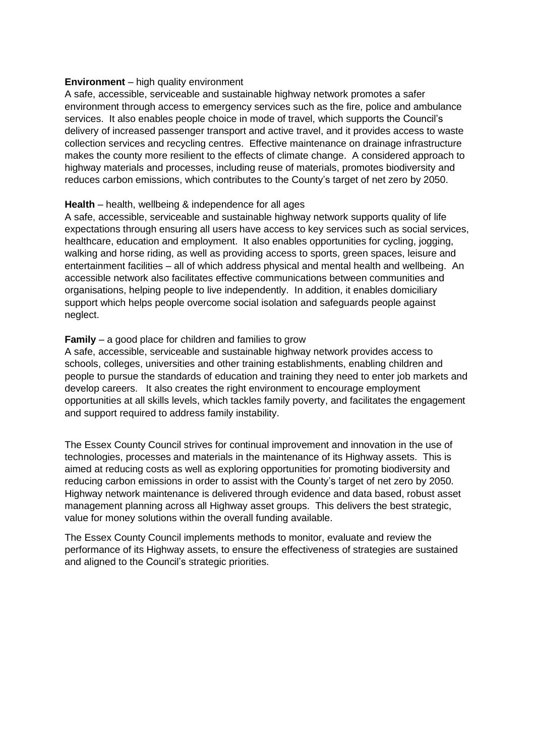**Environment** – high quality environment

A safe, accessible, serviceable and sustainable highway network promotes a safer environment through access to emergency services such as the fire, police and ambulance services. It also enables people choice in mode of travel, which supports the Council's delivery of increased passenger transport and active travel, and it provides access to waste collection services and recycling centres. Effective maintenance on drainage infrastructure makes the county more resilient to the effects of climate change. A considered approach to highway materials and processes, including reuse of materials, promotes biodiversity and reduces carbon emissions, which contributes to the County's target of net zero by 2050.

**Health** – health, wellbeing & independence for all ages

A safe, accessible, serviceable and sustainable highway network supports quality of life expectations through ensuring all users have access to key services such as social services, healthcare, education and employment. It also enables opportunities for cycling, jogging, walking and horse riding, as well as providing access to sports, green spaces, leisure and entertainment facilities – all of which address physical and mental health and wellbeing. An accessible network also facilitates effective communications between communities and organisations, helping people to live independently. In addition, it enables domiciliary support which helps people overcome social isolation and safeguards people against neglect.

**Family** – a good place for children and families to grow

A safe, accessible, serviceable and sustainable highway network provides access to schools, colleges, universities and other training establishments, enabling children and people to pursue the standards of education and training they need to enter job markets and develop careers. It also creates the right environment to encourage employment opportunities at all skills levels, which tackles family poverty, and facilitates the engagement and support required to address family instability.

The Essex County Council strives for continual improvement and innovation in the use of technologies, processes and materials in the maintenance of its Highway assets. This is aimed at reducing costs as well as exploring opportunities for promoting biodiversity and reducing carbon emissions in order to assist with the County's target of net zero by 2050. Highway network maintenance is delivered through evidence and data based, robust asset management planning across all Highway asset groups. This delivers the best strategic, value for money solutions within the overall funding available.

The Essex County Council implements methods to monitor, evaluate and review the performance of its Highway assets, to ensure the effectiveness of strategies are sustained and aligned to the Council's strategic priorities.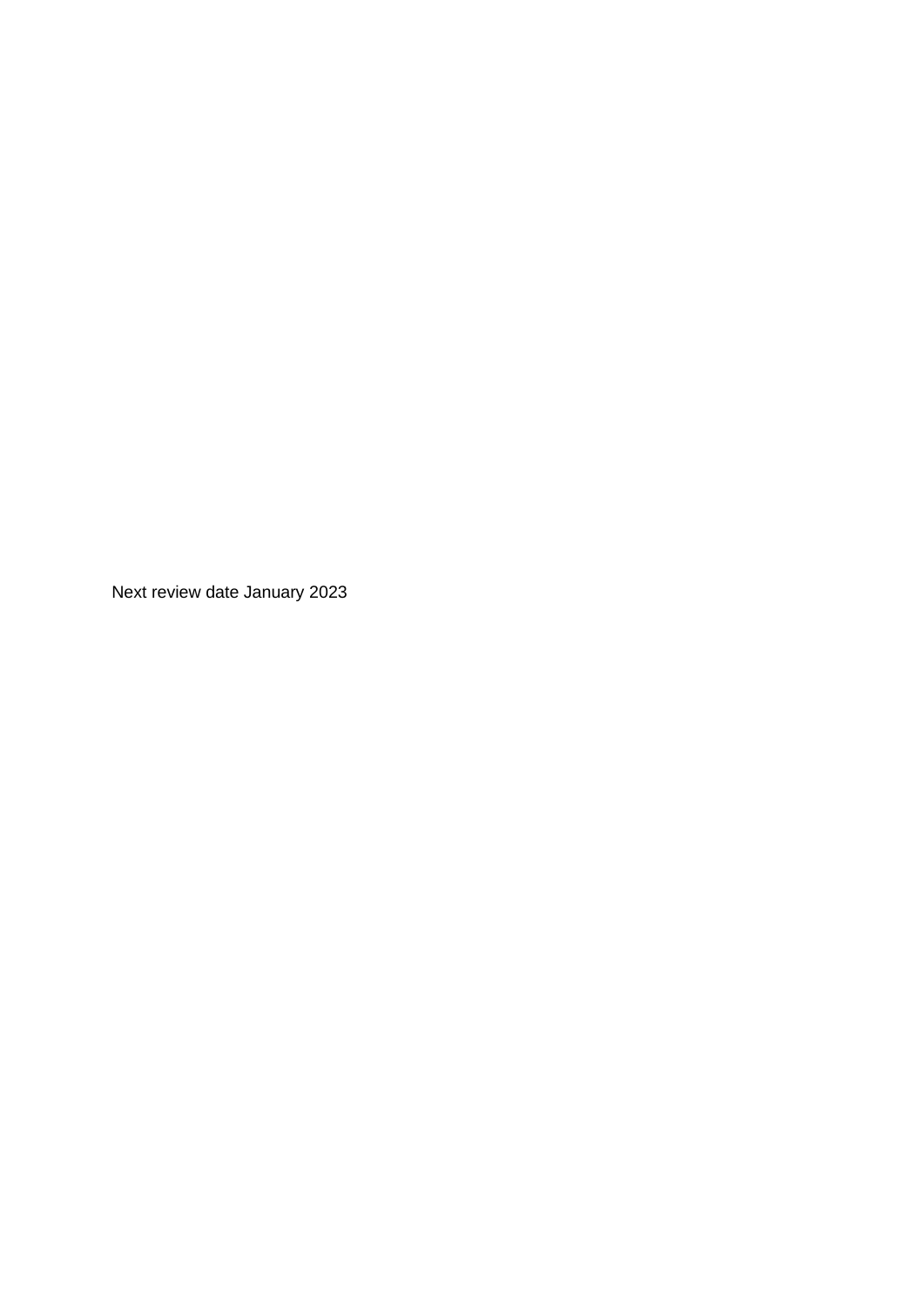Next review date January 2023